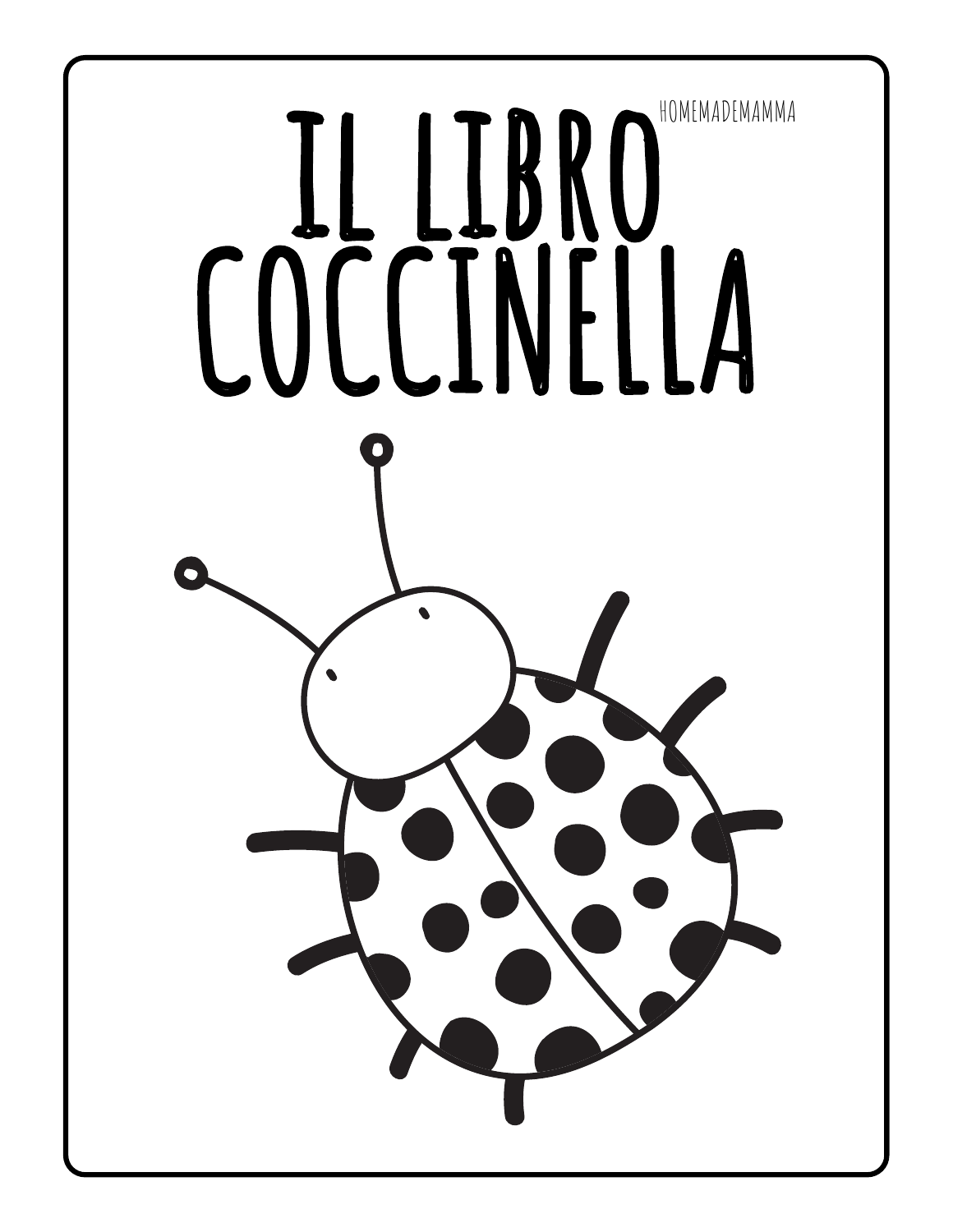# IL LIBRO COCCINELLA

HOMEMADEMAMMA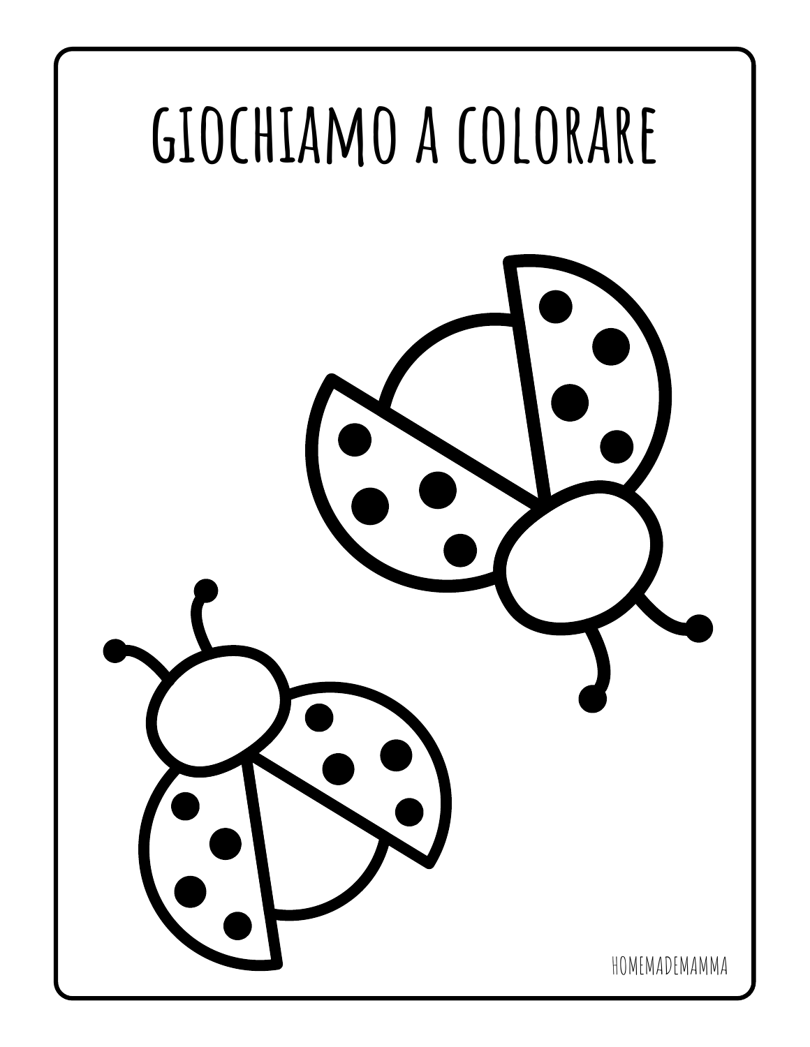# GIOCHIAMO A COLORARE

HOMEMADEMAMMA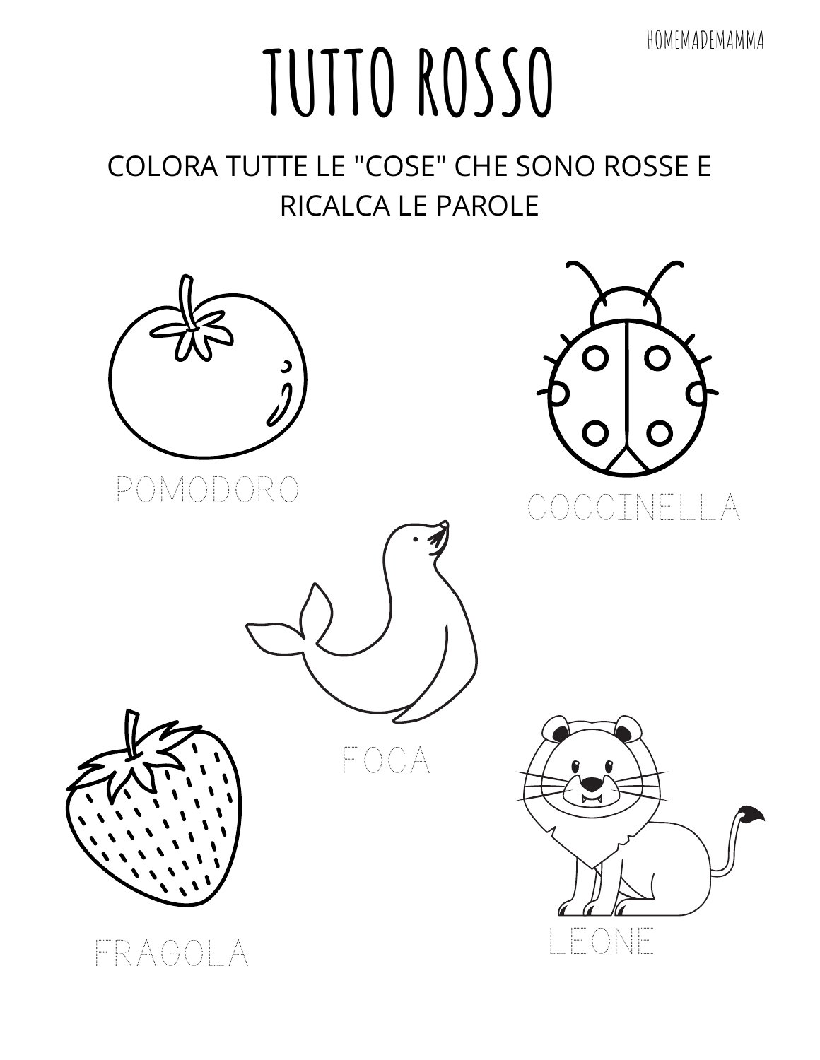# TUTTO ROSSO

COLORA TUTTE LE "COSE" CHE SONO ROSSE E RICALCA LE PAROLE

POMODORO

COCCINELLA

FOCA

FRAGOLA

LEONE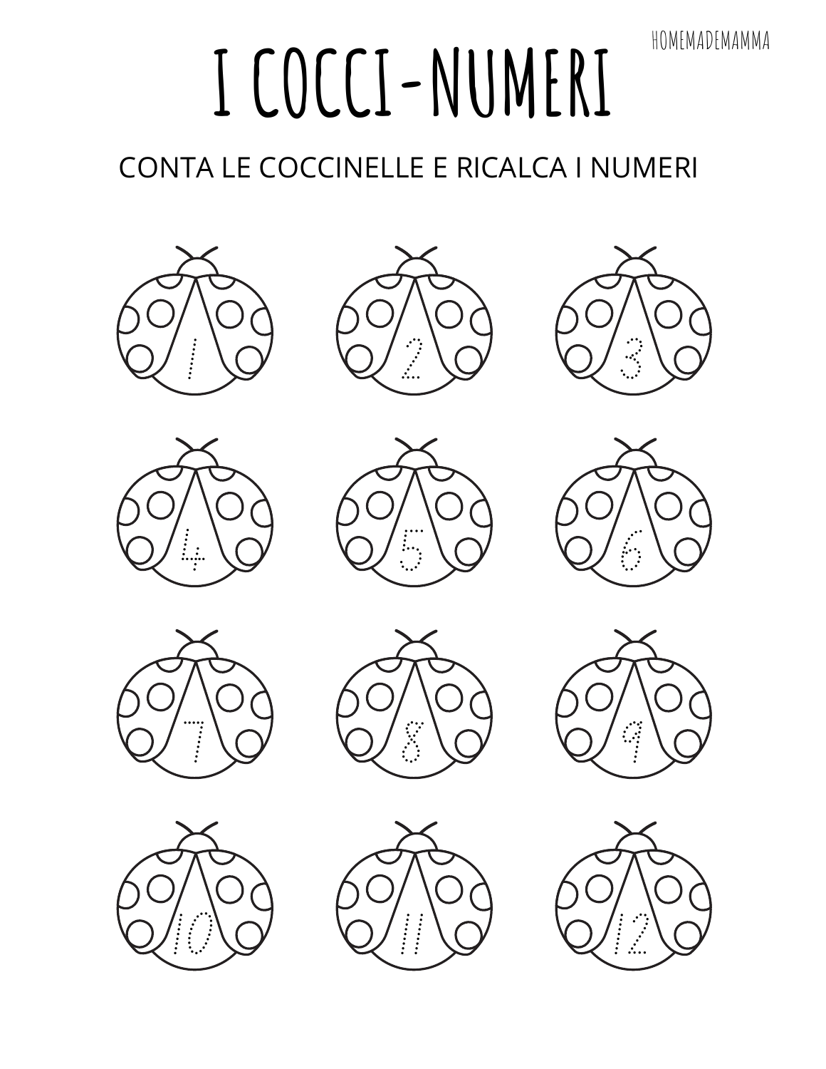# I COCCI-NUMERI

CONTA LE COCCINELLE E RICALCA I NUMERI

1 2 3

4 5 6

7 8 9

10 11 12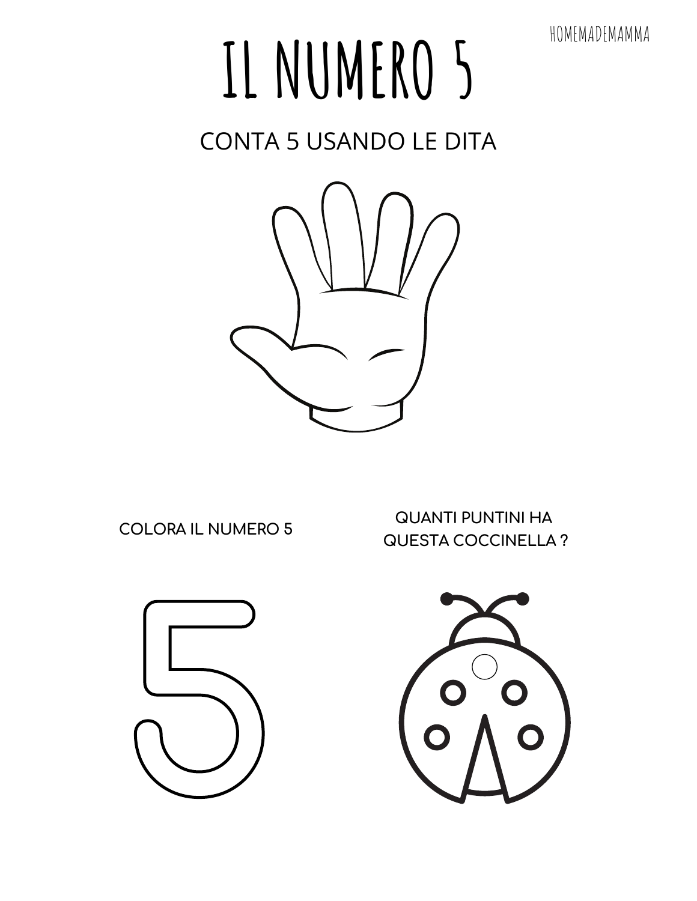# IL NUMERO 5

CONTA 5 USANDO LE DITA

COLORA IL NUMERO 5

QUANTI PUNTINI HA QUESTA COCCINELLA ?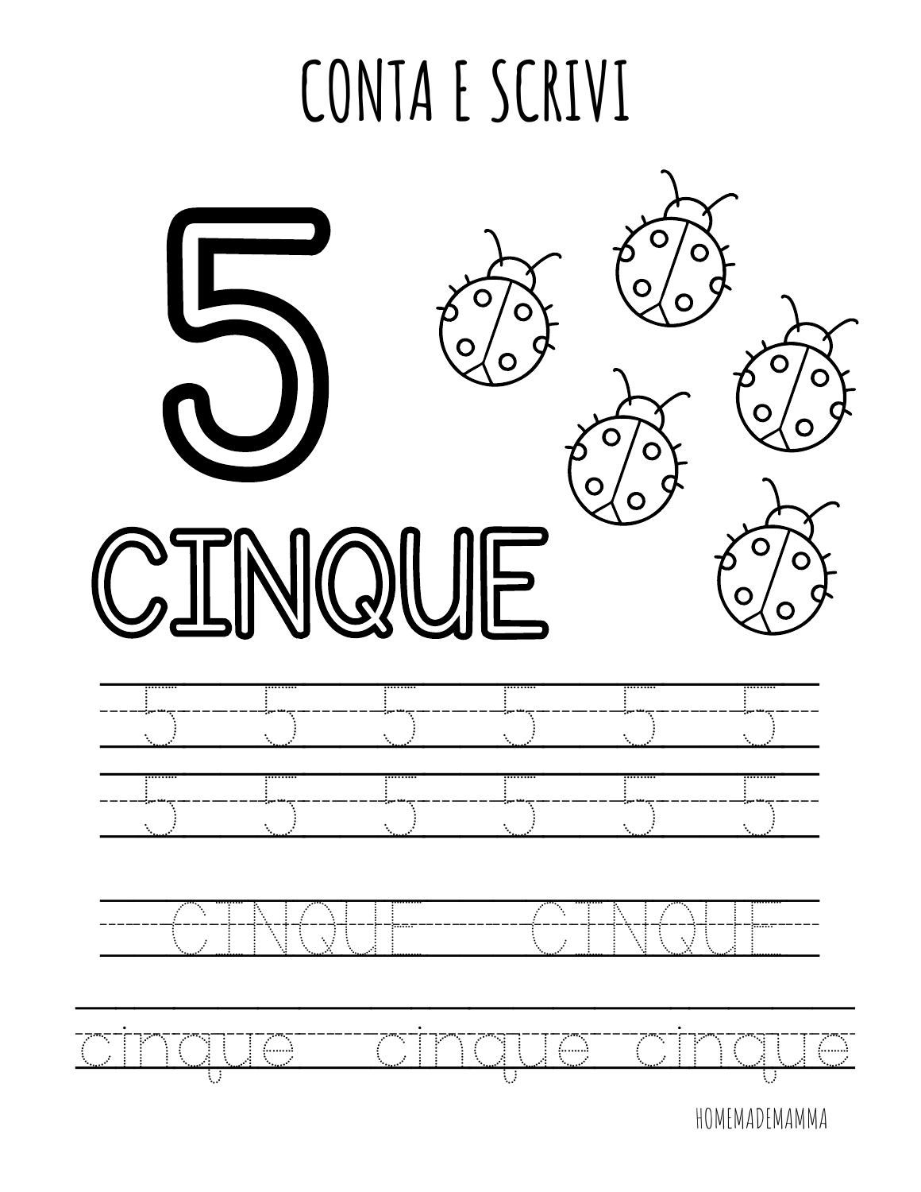# CONTA E SCRIVI

5

CINQUE

5 5 5 5 5 5

5 5 5 5 5 5

CINQUE CINQUE

cinque cinque cinque

HOMEMADEMAMMA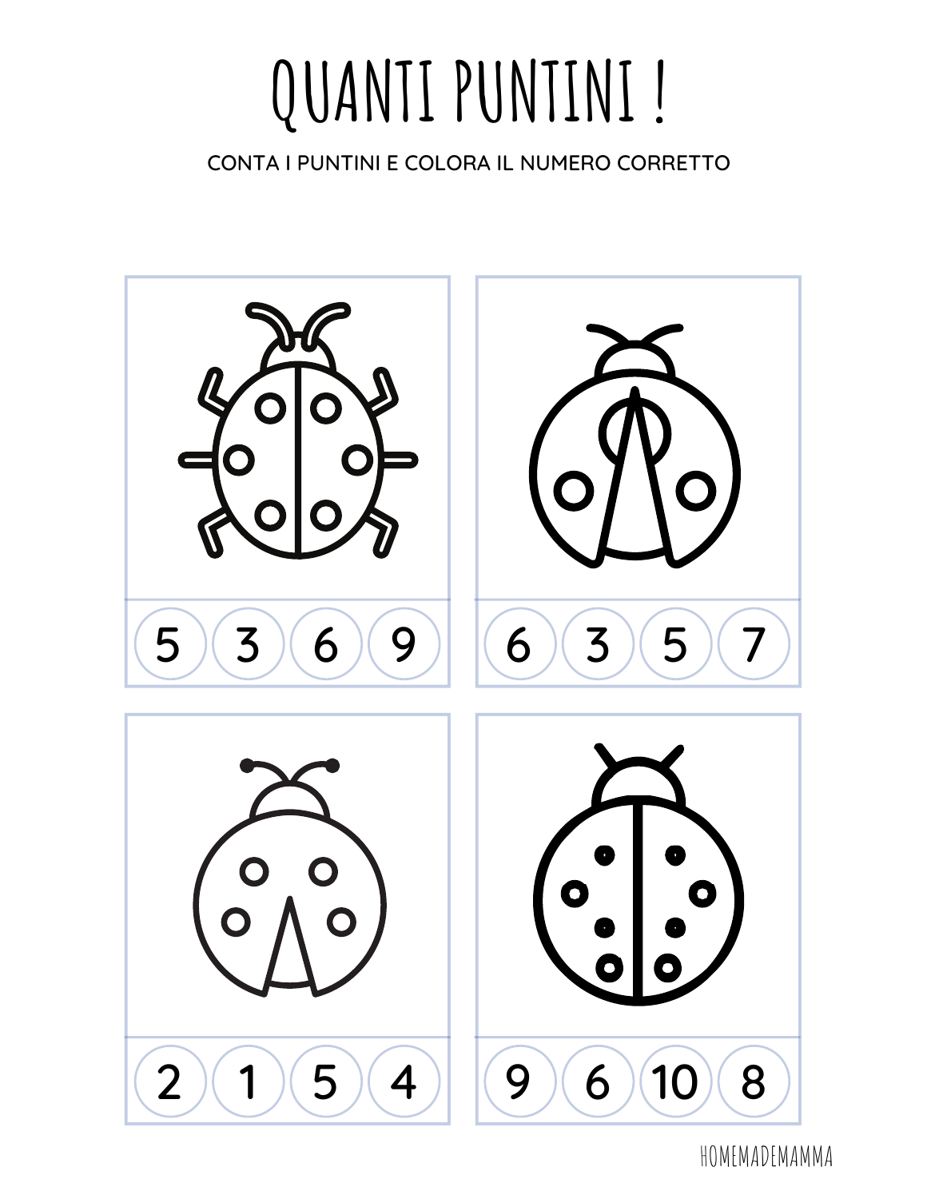# QUANTI PUNTINI !

CONTA I PUNTINI E COLORA IL NUMERO CORRETTO

5 3 6 9

6 3 5 7

2 1 5 4

9 6 10 8

HOMEMADEMAMMA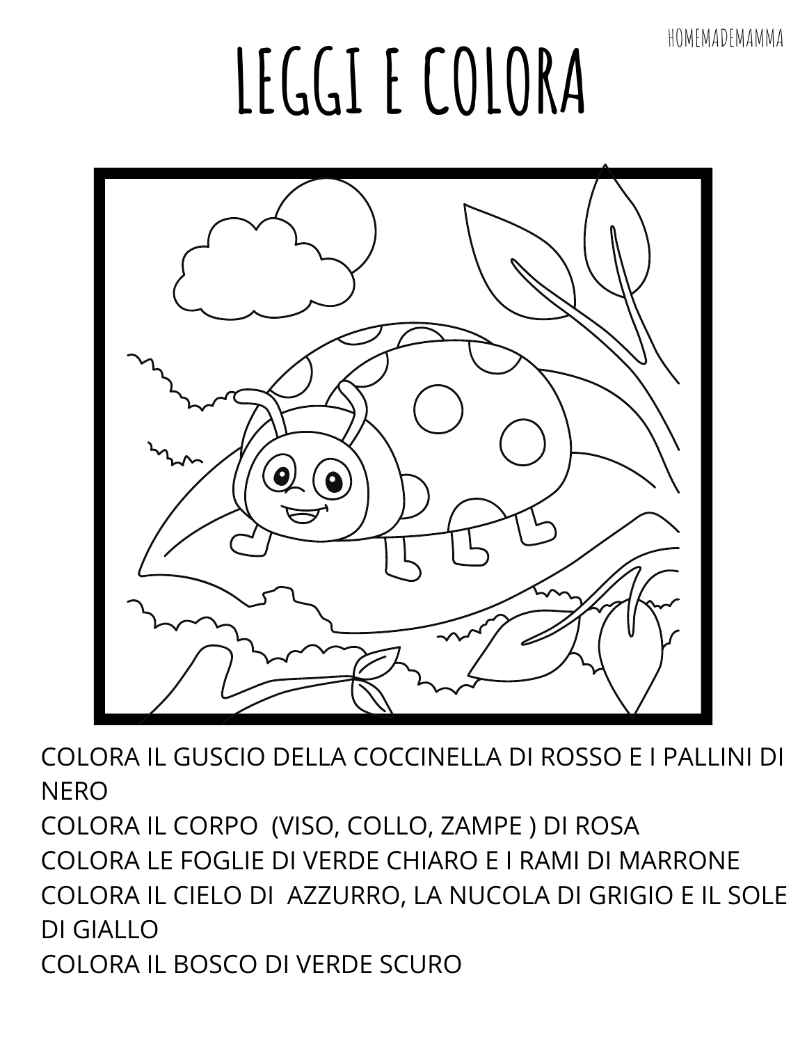# LEGGI E COLORA

COLORA IL GUSCIO DELLA COCCINELLA DI ROSSO E I PALLINI DI NERO
COLORA IL CORPO (VISO, COLLO, ZAMPE ) DI ROSA
COLORA LE FOGLIE DI VERDE CHIARO E I RAMI DI MARRONE
COLORA IL CIELO DI AZZURRO, LA NUCOLA DI GRIGIO E IL SOLE DI GIALLO
COLORA IL BOSCO DI VERDE SCURO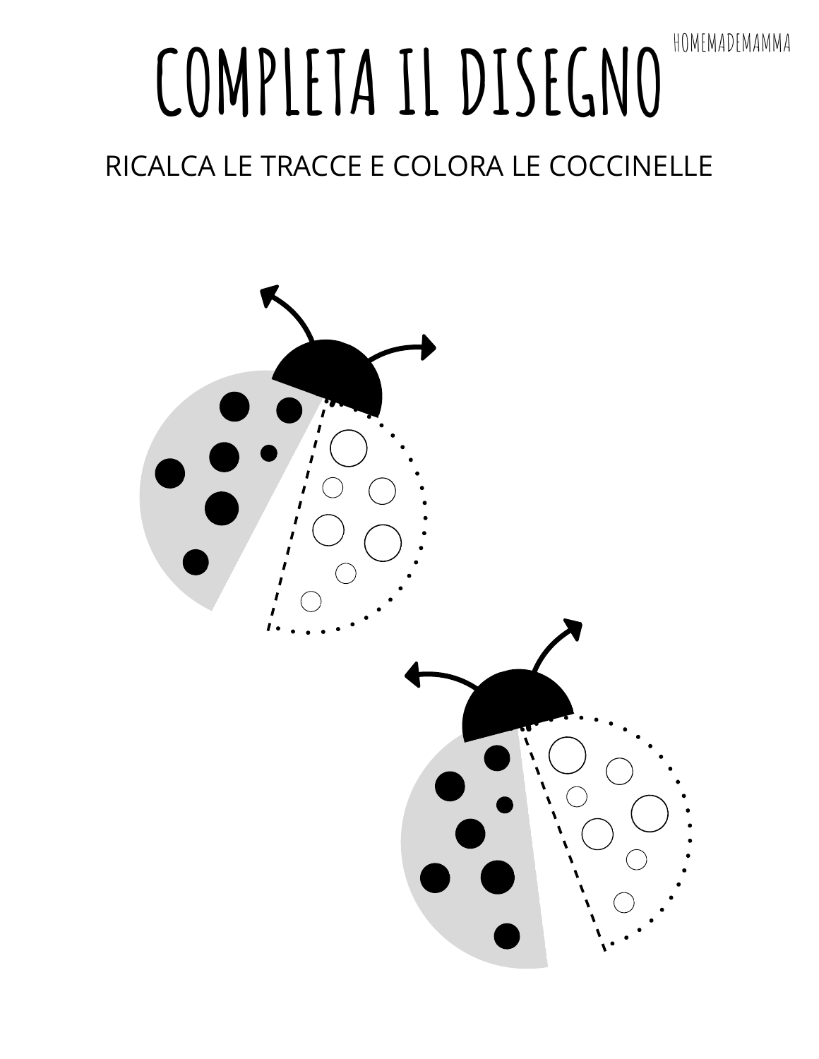# COMPLETA IL DISEGNO

HOMEMADEMAMMA

RICALCA LE TRACCE E COLORA LE COCCINELLE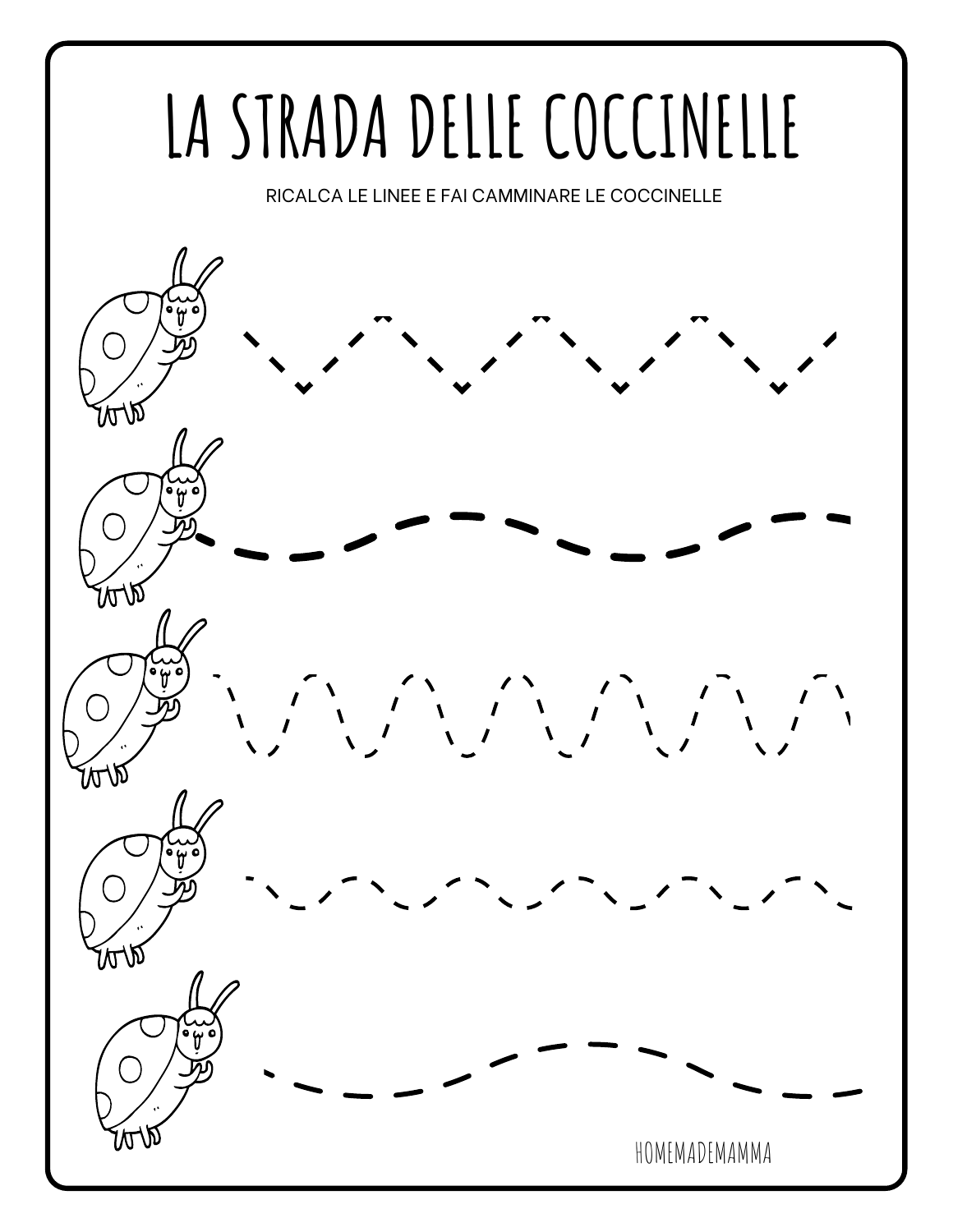# LA STRADA DELLE COCCINELLE

RICALCA LE LINEE E FAI CAMMINARE LE COCCINELLE

HOMEMADEMAMMA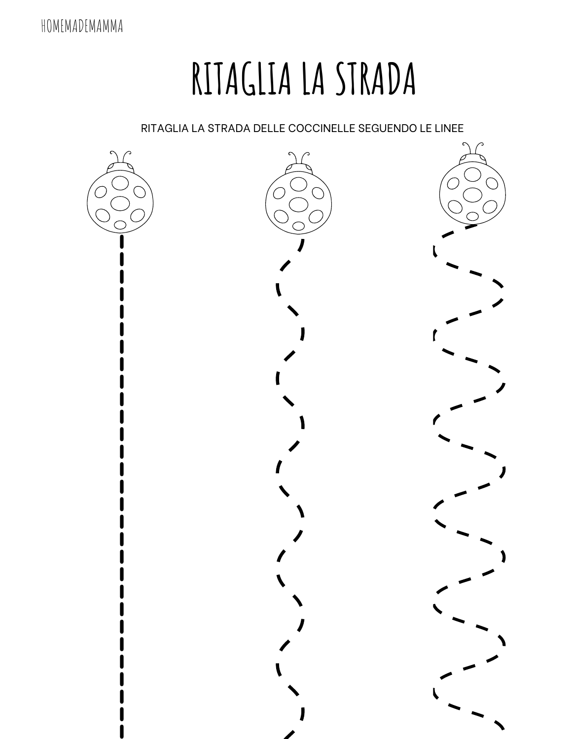# RITAGLIA LA STRADA

RITAGLIA LA STRADA DELLE COCCINELLE SEGUENDO LE LINEE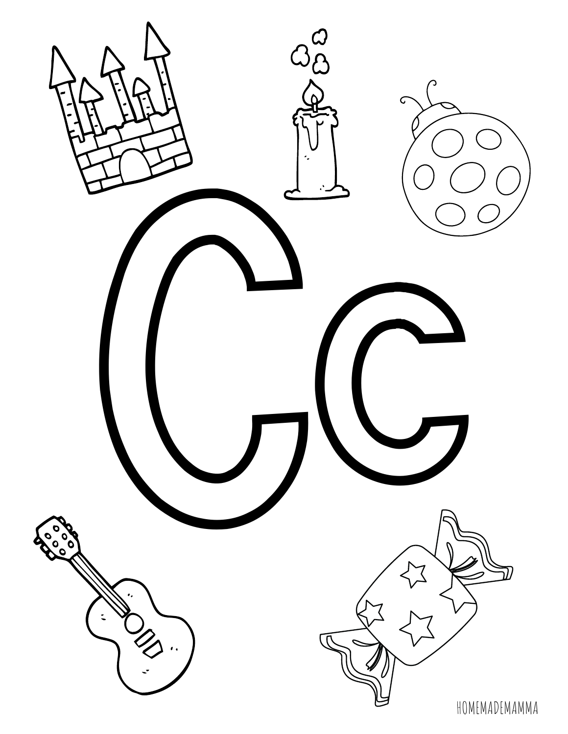# Cc

HOMEMADEMAMMA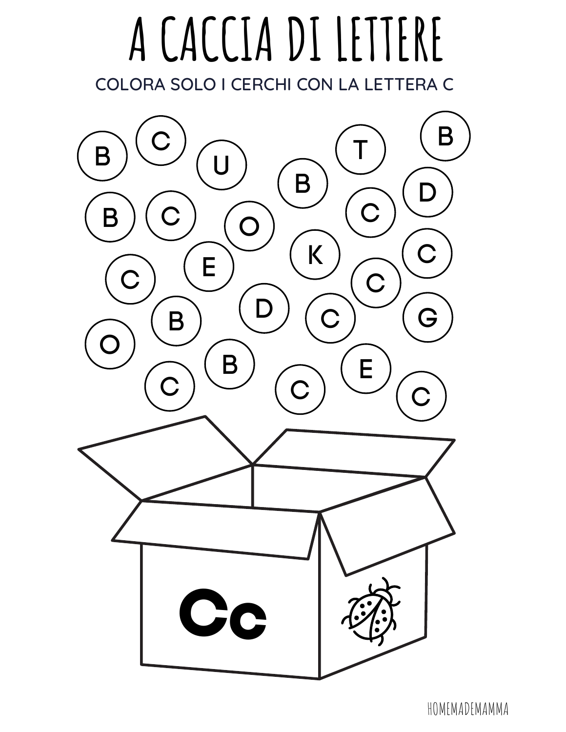# A CACCIA DI LETTERE

COLORA SOLO I CERCHI CON LA LETTERA C

B C U B T B
B C O C D
C E K C C
B D C G
O B E
C C C

Cc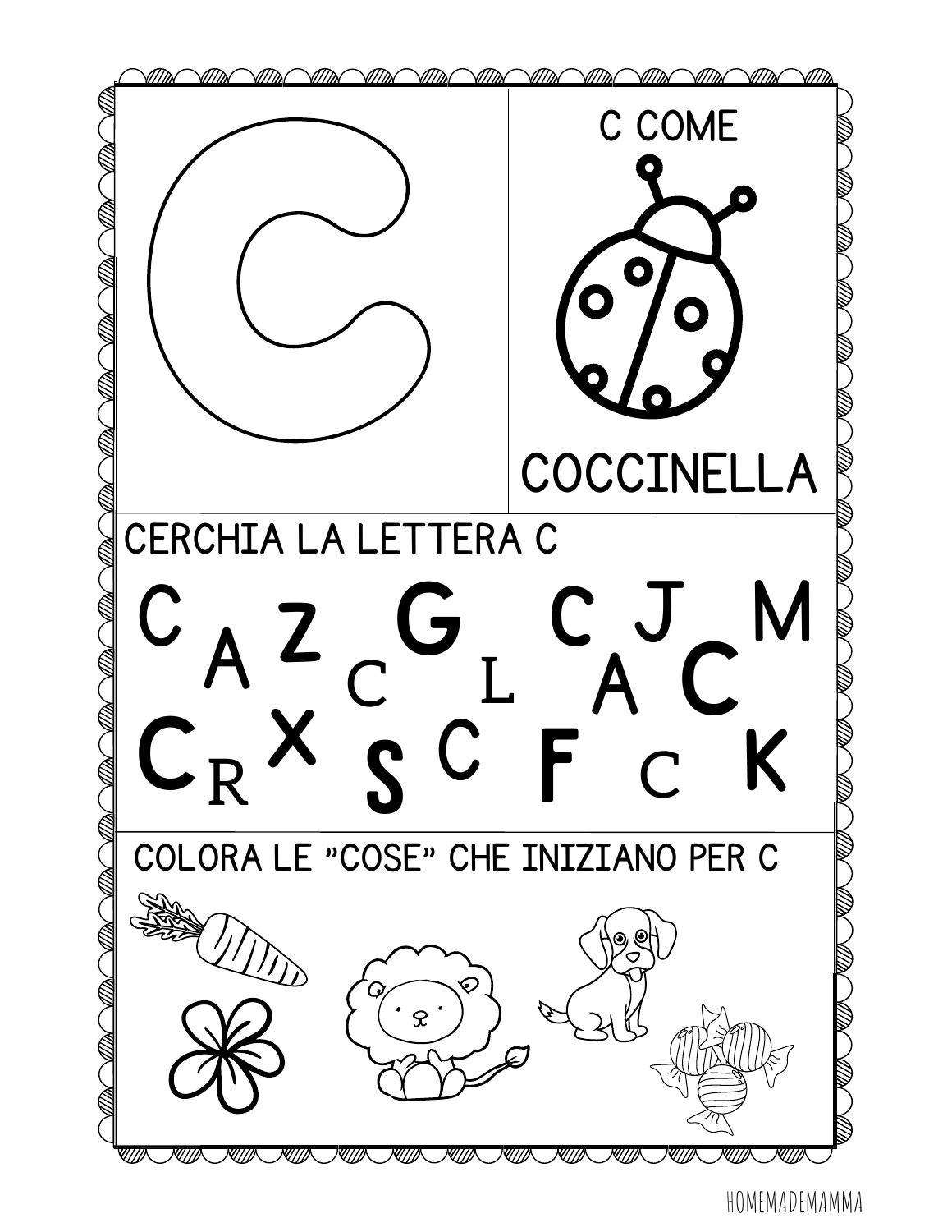C

C COME

COCCINELLA

CERCHIA LA LETTERA C

C A Z C G L C J A C M

C R X S C F C K

COLORA LE "COSE" CHE INIZIANO PER C

HOMEMADEMAMMA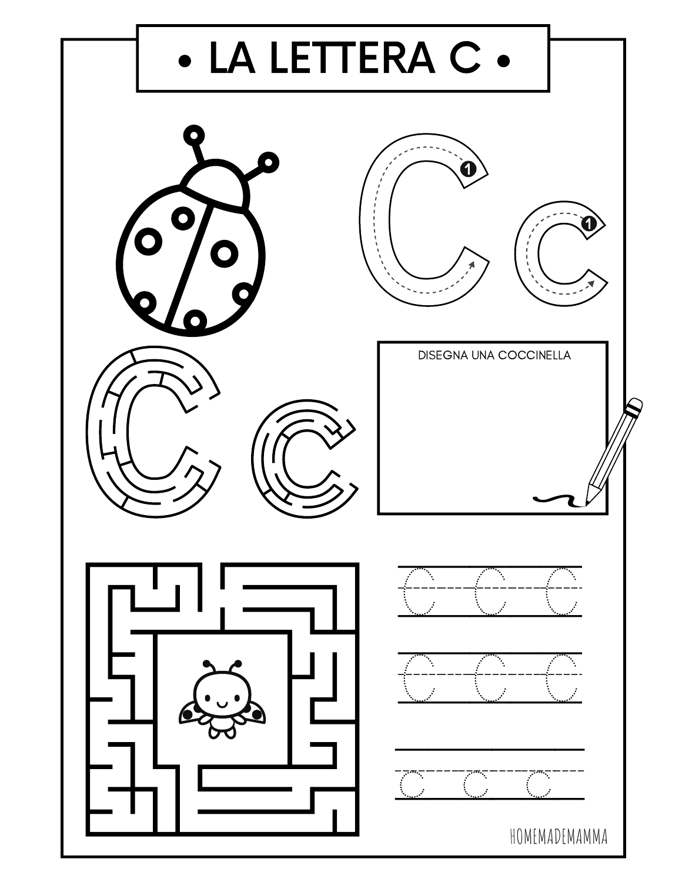# • LA LETTERA C •

DISEGNA UNA COCCINELLA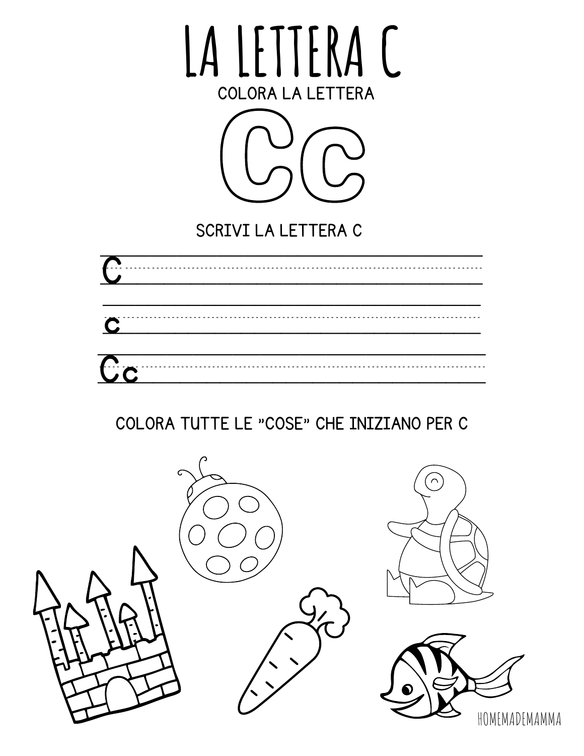# LA LETTERA C

COLORA LA LETTERA

Cc

SCRIVI LA LETTERA C

C

c

Cc

COLORA TUTTE LE "COSE" CHE INIZIANO PER C

HOMEMADEMAMMA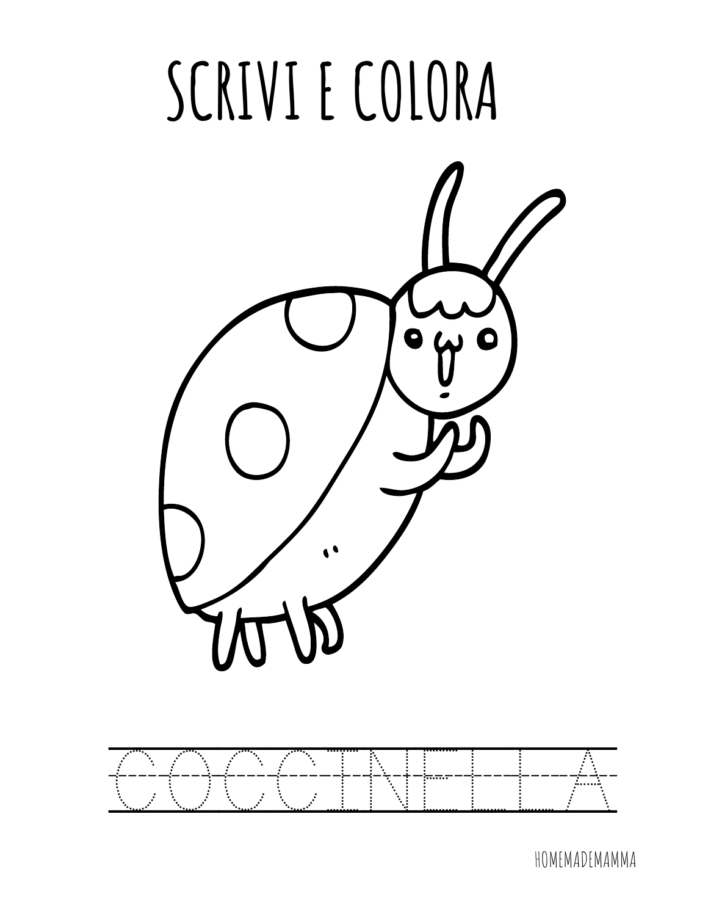# SCRIVI E COLORA

COCCINELLA

HOMEMADEMAMMA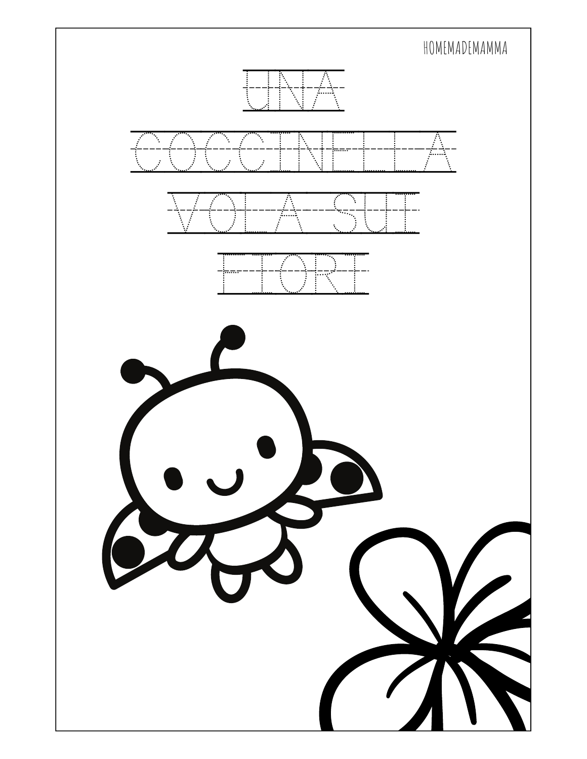UNA

COCCINELLA

VOLA SUI

FIORI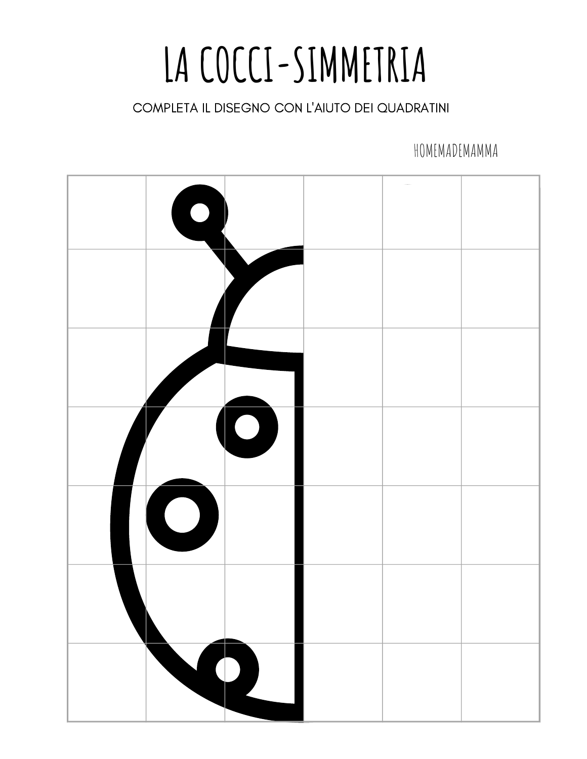# LA COCCI-SIMMETRIA

COMPLETA IL DISEGNO CON L'AIUTO DEI QUADRATINI

HOMEMADEMAMMA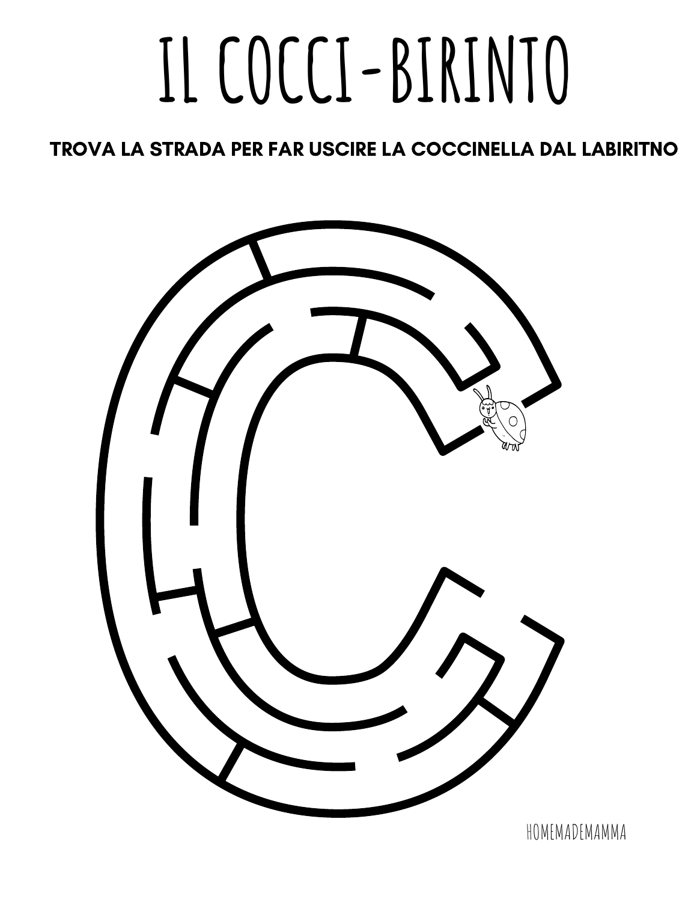# IL COCCI-BIRINTO

**TROVA LA STRADA PER FAR USCIRE LA COCCINELLA DAL LABIRITNO**

HOMEMADEMAMMA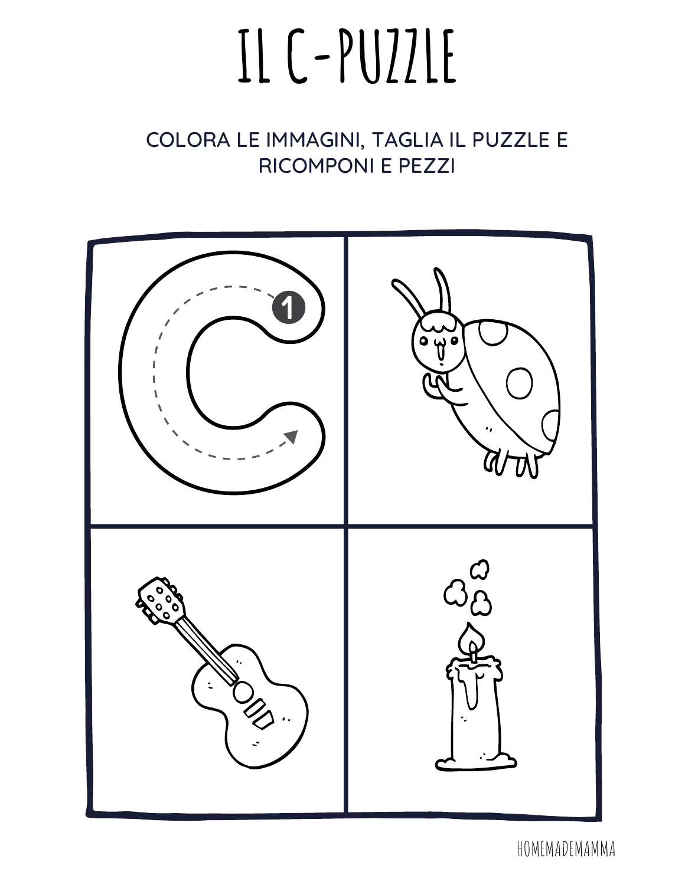# IL C-PUZZLE

COLORA LE IMMAGINI, TAGLIA IL PUZZLE E RICOMPONI E PEZZI

HOMEMADEMAMMA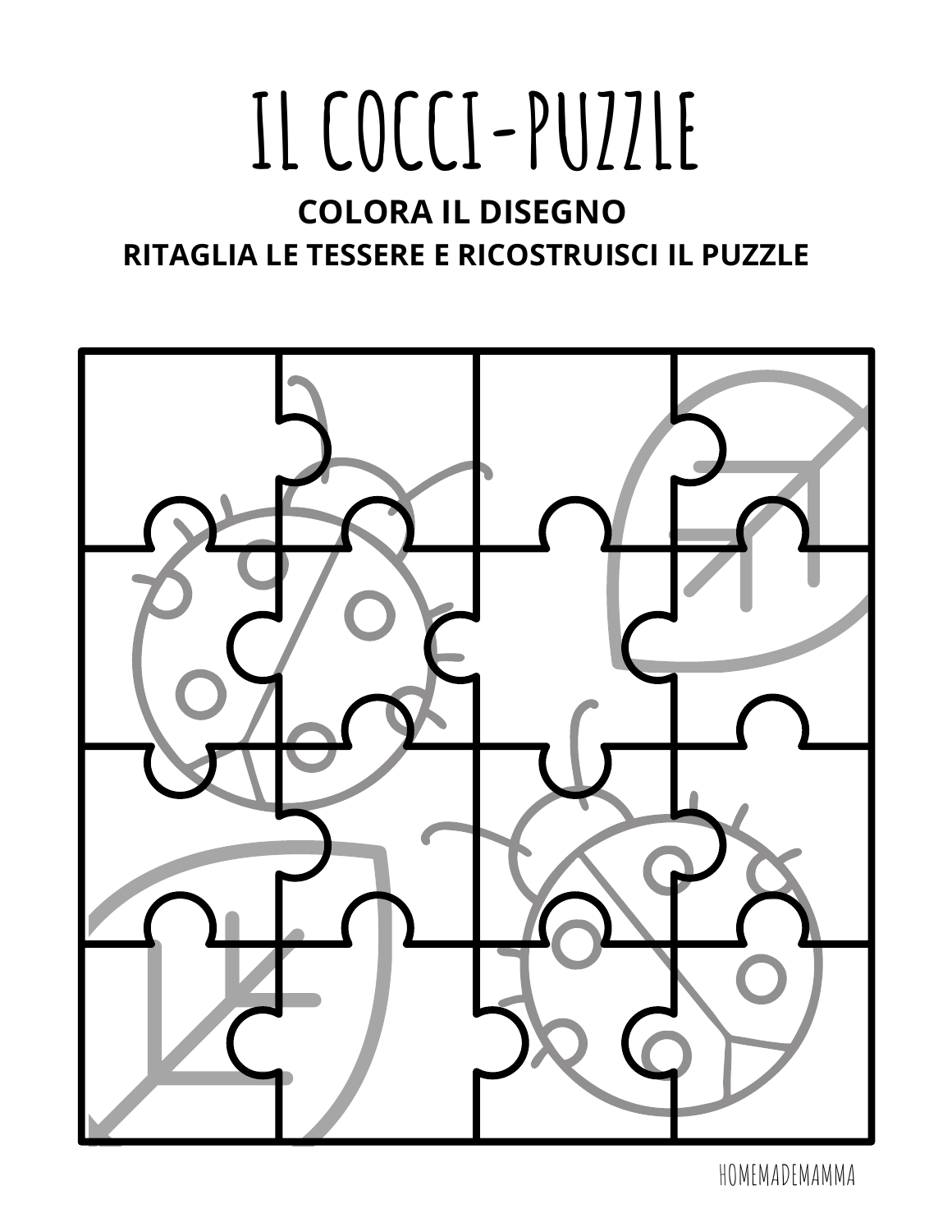# IL COCCI-PUZZLE

**COLORA IL DISEGNO**

**RITAGLIA LE TESSERE E RICOSTRUISCI IL PUZZLE**

HOMEMADEMAMMA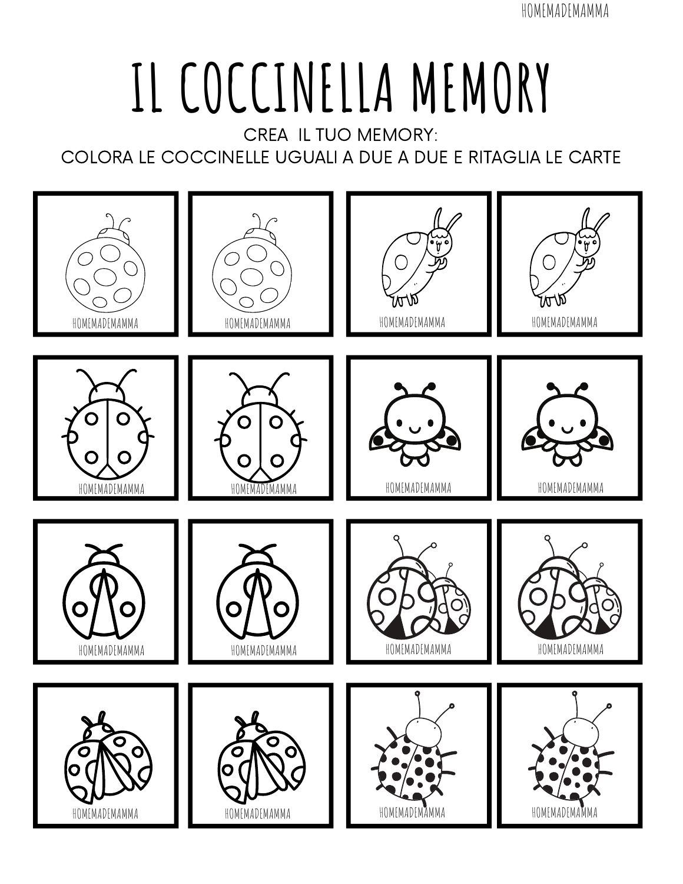# IL COCCINELLA MEMORY

CREA IL TUO MEMORY:
COLORA LE COCCINELLE UGUALI A DUE A DUE E RITAGLIA LE CARTE

HOMEMADEMAMMA HOMEMADEMAMMA HOMEMADEMAMMA HOMEMADEMAMMA

HOMEMADEMAMMA HOMEMADEMAMMA HOMEMADEMAMMA HOMEMADEMAMMA

HOMEMADEMAMMA HOMEMADEMAMMA HOMEMADEMAMMA HOMEMADEMAMMA

HOMEMADEMAMMA HOMEMADEMAMMA HOMEMADEMAMMA HOMEMADEMAMMA